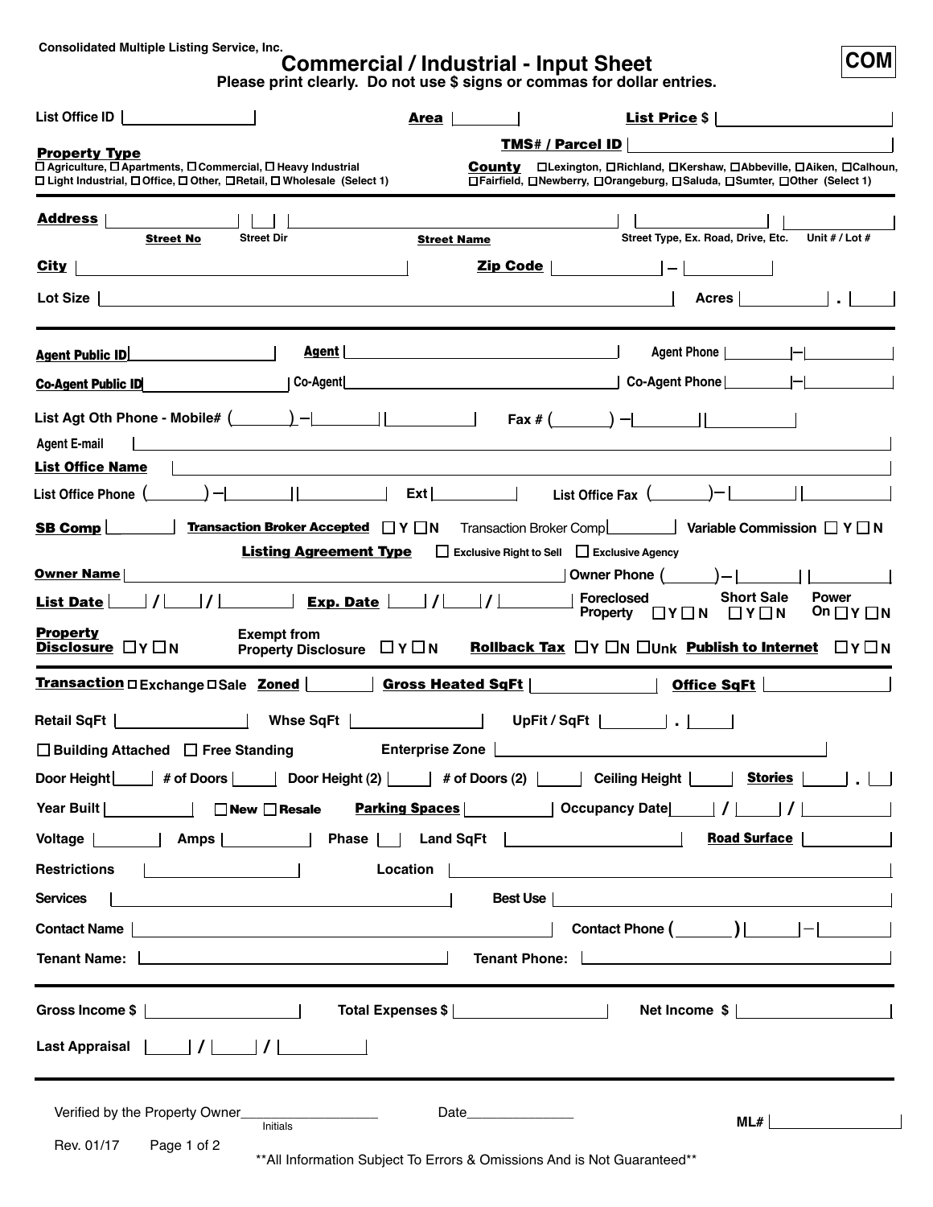Consolidated Multiple Listing Service, Inc.

# Commercial / Industrial - Input Sheet

**COM**

**Please print clearly. Do not use $ signs or commas for dollar entries.**

List Office ID ______ **Area** ______ **List Price** $ ______

**TMS# / Parcel ID** ______

**Property Type**
☐ Agriculture, ☐ Apartments, ☐ Commercial, ☐ Heavy Industrial
☐ Light Industrial, ☐ Office, ☐ Other, ☐ Retail, ☐ Wholesale (Select 1)

**County** ☐ Lexington, ☐ Richland, ☐ Kershaw, ☐ Abbeville, ☐ Aiken, ☐ Calhoun, ☐ Fairfield, ☐ Newberry, ☐ Orangeburg, ☐ Saluda, ☐ Sumter, ☐ Other (Select 1)

**Address** ______ (**Street No**) ______ (Street Dir) ______ (**Street Name**) ______ (Street Type, Ex. Road, Drive, Etc.) ______ (Unit # / Lot #)

**City** ______ **Zip Code** ______ – ______

Lot Size ______ Acres ______ . ______

---

**Agent Public ID** ______ **Agent** ______ Agent Phone ______ – ______

**Co-Agent Public ID** ______ Co-Agent ______ Co-Agent Phone ______ – ______

List Agt Oth Phone - Mobile# ( ______ ) – ______ ______ Fax # ( ______ ) – ______ ______

Agent E-mail ______

**List Office Name** ______

List Office Phone ( ______ ) – ______ ______ Ext ______ List Office Fax ( ______ ) – ______ ______

**SB Comp** ______ **Transaction Broker Accepted** ☐ Y ☐ N Transaction Broker Comp ______ Variable Commission ☐ Y ☐ N

**Listing Agreement Type** ☐ Exclusive Right to Sell ☐ Exclusive Agency

**Owner Name** ______ Owner Phone ( ______ ) – ______ ______

**List Date** ______ / ______ / ______ **Exp. Date** ______ / ______ / ______ Foreclosed Property ☐ Y ☐ N Short Sale ☐ Y ☐ N Power On ☐ Y ☐ N

**Property Disclosure** ☐ Y ☐ N Exempt from Property Disclosure ☐ Y ☐ N **Rollback Tax** ☐ Y ☐ N ☐ Unk **Publish to Internet** ☐ Y ☐ N

---

**Transaction** ☐ Exchange ☐ Sale **Zoned** ______ **Gross Heated SqFt** ______ **Office SqFt** ______

Retail SqFt ______ Whse SqFt ______ UpFit / SqFt ______ . ______

☐ Building Attached ☐ Free Standing Enterprise Zone ______

Door Height ______ # of Doors ______ Door Height (2) ______ # of Doors (2) ______ Ceiling Height ______ **Stories** ______ . ______

Year Built ______ ☐ New ☐ Resale **Parking Spaces** ______ Occupancy Date ______ / ______ / ______

Voltage ______ Amps ______ Phase ______ Land SqFt ______ **Road Surface** ______

Restrictions ______ Location ______

Services ______ Best Use ______

Contact Name ______ Contact Phone ( ______ ) ______ – ______

Tenant Name: ______ Tenant Phone: ______

---

Gross Income $ ______ Total Expenses $ ______ Net Income $ ______

Last Appraisal ______ / ______ / ______

---

Verified by the Property Owner ______ (Initials) Date ______ ML# ______

Rev. 01/17

**All Information Subject To Errors & Omissions And is Not Guaranteed**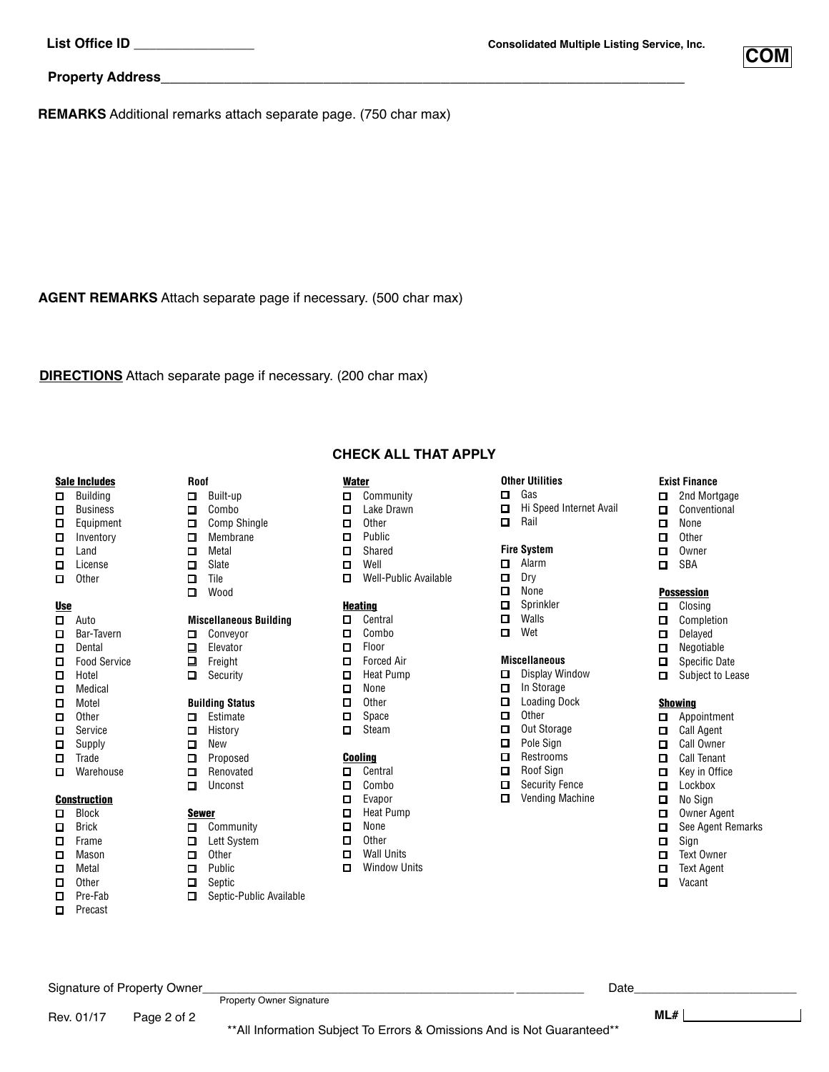List Office ID ________________

Consolidated Multiple Listing Service, Inc.

**COM**

Property Address______________________________________________________________________

**REMARKS** Additional remarks attach separate page. (750 char max)

**AGENT REMARKS** Attach separate page if necessary. (500 char max)

**DIRECTIONS** Attach separate page if necessary. (200 char max)

## CHECK ALL THAT APPLY

**Sale Includes**
- ☐ Building
- ☐ Business
- ☐ Equipment
- ☐ Inventory
- ☐ Land
- ☐ License
- ☐ Other

**Use**
- ☐ Auto
- ☐ Bar-Tavern
- ☐ Dental
- ☐ Food Service
- ☐ Hotel
- ☐ Medical
- ☐ Motel
- ☐ Other
- ☐ Service
- ☐ Supply
- ☐ Trade
- ☐ Warehouse

**Construction**
- ☐ Block
- ☐ Brick
- ☐ Frame
- ☐ Mason
- ☐ Metal
- ☐ Other
- ☐ Pre-Fab
- ☐ Precast

**Roof**
- ☐ Built-up
- ☐ Combo
- ☐ Comp Shingle
- ☐ Membrane
- ☐ Metal
- ☐ Slate
- ☐ Tile
- ☐ Wood

**Miscellaneous Building**
- ☐ Conveyor
- ☐ Elevator
- ☐ Freight
- ☐ Security

**Building Status**
- ☐ Estimate
- ☐ History
- ☐ New
- ☐ Proposed
- ☐ Renovated
- ☐ Unconst

**Sewer**
- ☐ Community
- ☐ Lett System
- ☐ Other
- ☐ Public
- ☐ Septic
- ☐ Septic-Public Available

**Water**
- ☐ Community
- ☐ Lake Drawn
- ☐ Other
- ☐ Public
- ☐ Shared
- ☐ Well
- ☐ Well-Public Available

**Heating**
- ☐ Central
- ☐ Combo
- ☐ Floor
- ☐ Forced Air
- ☐ Heat Pump
- ☐ None
- ☐ Other
- ☐ Space
- ☐ Steam

**Cooling**
- ☐ Central
- ☐ Combo
- ☐ Evapor
- ☐ Heat Pump
- ☐ None
- ☐ Other
- ☐ Wall Units
- ☐ Window Units

**Other Utilities**
- ☐ Gas
- ☐ Hi Speed Internet Avail
- ☐ Rail

**Fire System**
- ☐ Alarm
- ☐ Dry
- ☐ None
- ☐ Sprinkler
- ☐ Walls
- ☐ Wet

**Miscellaneous**
- ☐ Display Window
- ☐ In Storage
- ☐ Loading Dock
- ☐ Other
- ☐ Out Storage
- ☐ Pole Sign
- ☐ Restrooms
- ☐ Roof Sign
- ☐ Security Fence
- ☐ Vending Machine

**Exist Finance**
- ☐ 2nd Mortgage
- ☐ Conventional
- ☐ None
- ☐ Other
- ☐ Owner
- ☐ SBA

**Possession**
- ☐ Closing
- ☐ Completion
- ☐ Delayed
- ☐ Negotiable
- ☐ Specific Date
- ☐ Subject to Lease

**Showing**
- ☐ Appointment
- ☐ Call Agent
- ☐ Call Owner
- ☐ Call Tenant
- ☐ Key in Office
- ☐ Lockbox
- ☐ No Sign
- ☐ Owner Agent
- ☐ See Agent Remarks
- ☐ Sign
- ☐ Text Owner
- ☐ Text Agent
- ☐ Vacant

Signature of Property Owner______________________________________________ __________ Date________________________

Property Owner Signature

Rev. 01/17

ML# ________________

**All Information Subject To Errors & Omissions And is Not Guaranteed**